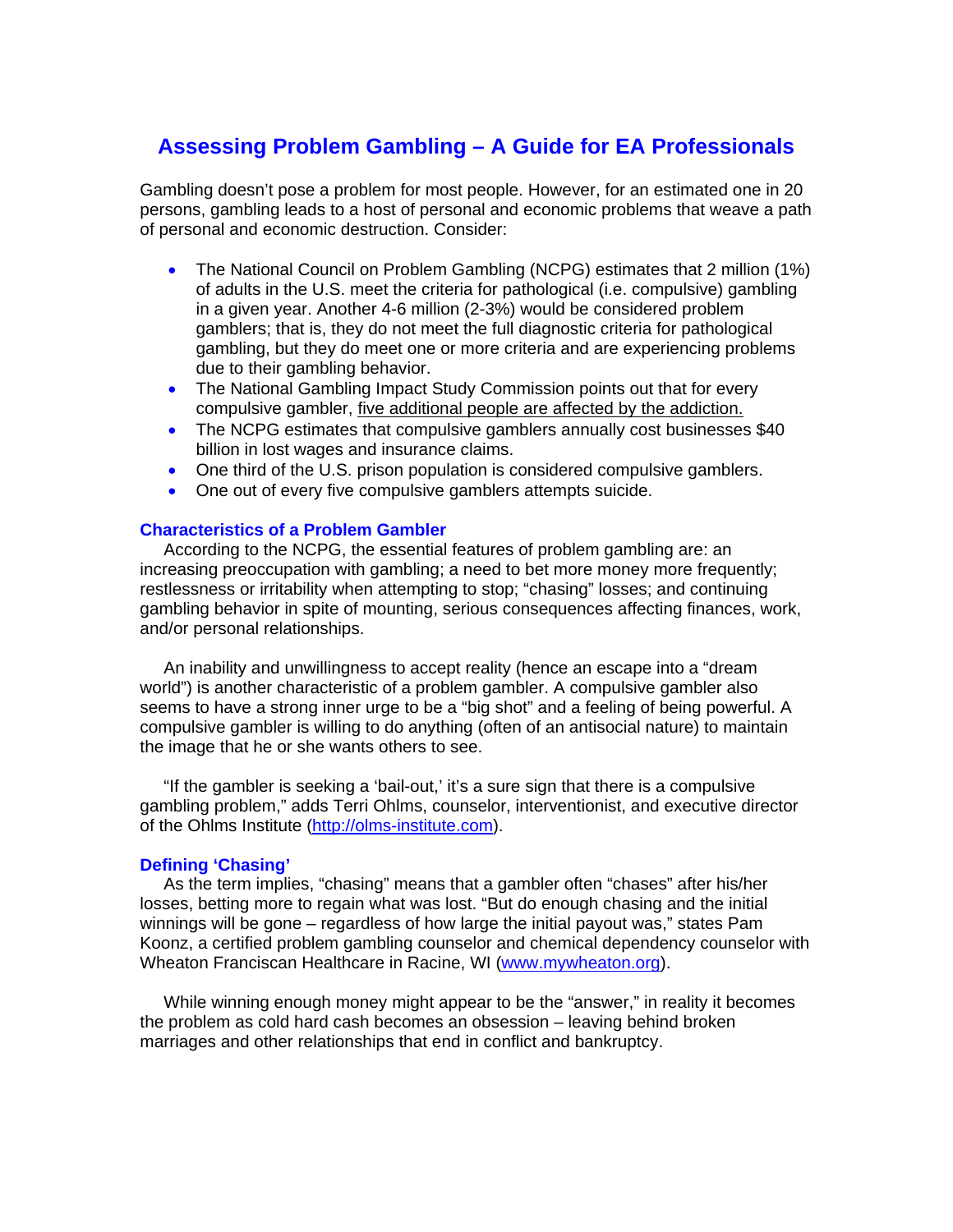# Assessing Problem Gambling – A Guide for EA Professionals

Gambling doesn't pose a problem for most people. However, for an estimated one in 20 persons, gambling leads to a host of personal and economic problems that weave a path of personal and economic destruction. Consider:

- The National Council on Problem Gambling (NCPG) estimates that 2 million (1%) of adults in the U.S. meet the criteria for pathological (i.e. compulsive) gambling in a given year. Another 4-6 million (2-3%) would be considered problem gamblers; that is, they do not meet the full diagnostic criteria for pathological gambling, but they do meet one or more criteria and are experiencing problems due to their gambling behavior.
- The National Gambling Impact Study Commission points out that for every compulsive gambler, <u>five additional people are affected by the addiction.</u>
- The NCPG estimates that compulsive gamblers annually cost businesses $40 billion in lost wages and insurance claims.
- One third of the U.S. prison population is considered compulsive gamblers.
- One out of every five compulsive gamblers attempts suicide.

### Characteristics of a Problem Gambler

According to the NCPG, the essential features of problem gambling are: an increasing preoccupation with gambling; a need to bet more money more frequently; restlessness or irritability when attempting to stop; "chasing" losses; and continuing gambling behavior in spite of mounting, serious consequences affecting finances, work, and/or personal relationships.

An inability and unwillingness to accept reality (hence an escape into a "dream world") is another characteristic of a problem gambler. A compulsive gambler also seems to have a strong inner urge to be a "big shot" and a feeling of being powerful. A compulsive gambler is willing to do anything (often of an antisocial nature) to maintain the image that he or she wants others to see.

"If the gambler is seeking a 'bail-out,' it's a sure sign that there is a compulsive gambling problem," adds Terri Ohlms, counselor, interventionist, and executive director of the Ohlms Institute (http://olms-institute.com).

### Defining 'Chasing'

As the term implies, "chasing" means that a gambler often "chases" after his/her losses, betting more to regain what was lost. "But do enough chasing and the initial winnings will be gone – regardless of how large the initial payout was," states Pam Koonz, a certified problem gambling counselor and chemical dependency counselor with Wheaton Franciscan Healthcare in Racine, WI (www.mywheaton.org).

While winning enough money might appear to be the "answer," in reality it becomes the problem as cold hard cash becomes an obsession – leaving behind broken marriages and other relationships that end in conflict and bankruptcy.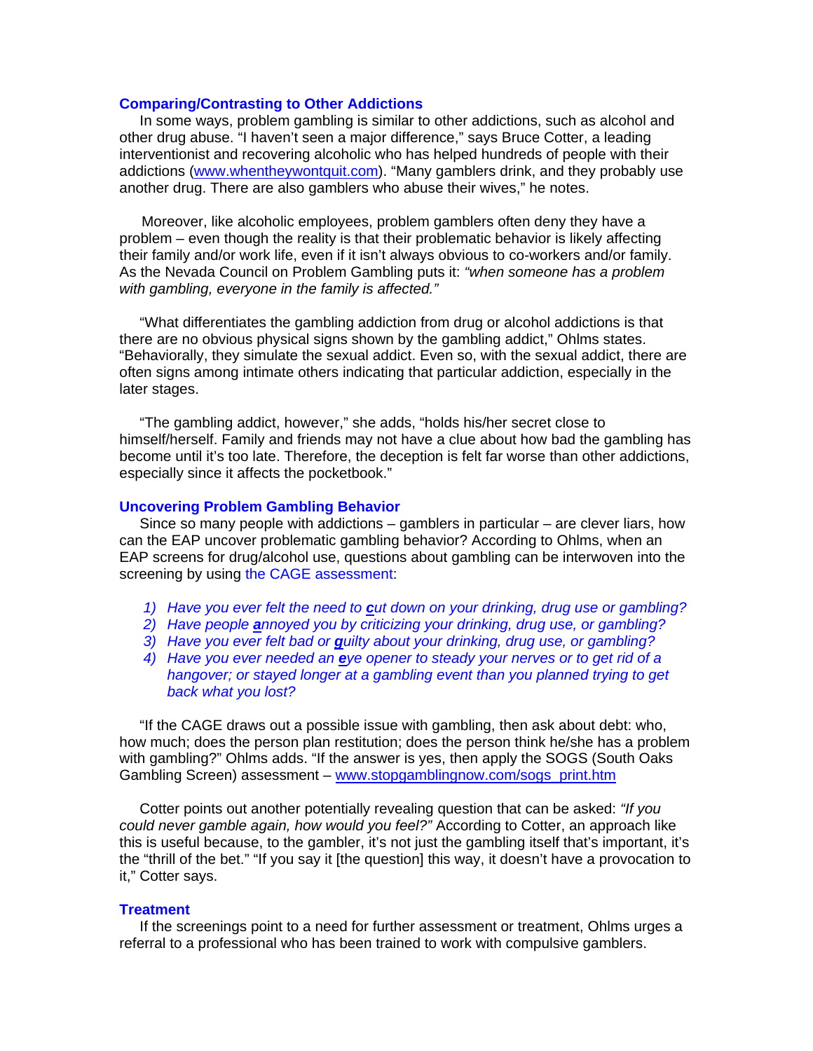### Comparing/Contrasting to Other Addictions

In some ways, problem gambling is similar to other addictions, such as alcohol and other drug abuse. "I haven't seen a major difference," says Bruce Cotter, a leading interventionist and recovering alcoholic who has helped hundreds of people with their addictions (www.whentheywontquit.com). "Many gamblers drink, and they probably use another drug. There are also gamblers who abuse their wives," he notes.

Moreover, like alcoholic employees, problem gamblers often deny they have a problem – even though the reality is that their problematic behavior is likely affecting their family and/or work life, even if it isn't always obvious to co-workers and/or family. As the Nevada Council on Problem Gambling puts it: *"when someone has a problem with gambling, everyone in the family is affected."*

"What differentiates the gambling addiction from drug or alcohol addictions is that there are no obvious physical signs shown by the gambling addict," Ohlms states. "Behaviorally, they simulate the sexual addict. Even so, with the sexual addict, there are often signs among intimate others indicating that particular addiction, especially in the later stages.

"The gambling addict, however," she adds, "holds his/her secret close to himself/herself. Family and friends may not have a clue about how bad the gambling has become until it's too late. Therefore, the deception is felt far worse than other addictions, especially since it affects the pocketbook."

### Uncovering Problem Gambling Behavior

Since so many people with addictions – gamblers in particular – are clever liars, how can the EAP uncover problematic gambling behavior? According to Ohlms, when an EAP screens for drug/alcohol use, questions about gambling can be interwoven into the screening by using the CAGE assessment:

1) *Have you ever felt the need to **c**ut down on your drinking, drug use or gambling?*
2) *Have people **a**nnoyed you by criticizing your drinking, drug use, or gambling?*
3) *Have you ever felt bad or **g**uilty about your drinking, drug use, or gambling?*
4) *Have you ever needed an **e**ye opener to steady your nerves or to get rid of a hangover; or stayed longer at a gambling event than you planned trying to get back what you lost?*

"If the CAGE draws out a possible issue with gambling, then ask about debt: who, how much; does the person plan restitution; does the person think he/she has a problem with gambling?" Ohlms adds. "If the answer is yes, then apply the SOGS (South Oaks Gambling Screen) assessment – www.stopgamblingnow.com/sogs_print.htm

Cotter points out another potentially revealing question that can be asked: *"If you could never gamble again, how would you feel?"* According to Cotter, an approach like this is useful because, to the gambler, it's not just the gambling itself that's important, it's the "thrill of the bet." "If you say it [the question] this way, it doesn't have a provocation to it," Cotter says.

### Treatment

If the screenings point to a need for further assessment or treatment, Ohlms urges a referral to a professional who has been trained to work with compulsive gamblers.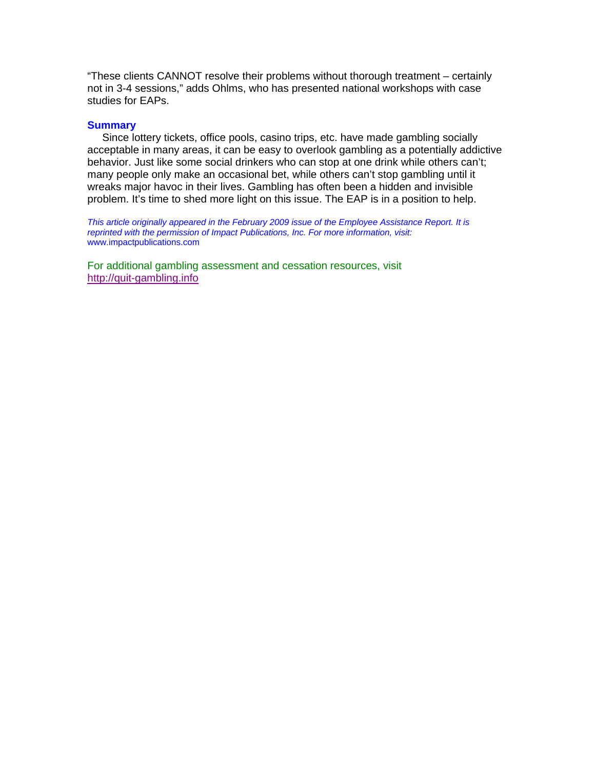"These clients CANNOT resolve their problems without thorough treatment – certainly not in 3-4 sessions," adds Ohlms, who has presented national workshops with case studies for EAPs.

## Summary

Since lottery tickets, office pools, casino trips, etc. have made gambling socially acceptable in many areas, it can be easy to overlook gambling as a potentially addictive behavior. Just like some social drinkers who can stop at one drink while others can't; many people only make an occasional bet, while others can't stop gambling until it wreaks major havoc in their lives. Gambling has often been a hidden and invisible problem. It's time to shed more light on this issue. The EAP is in a position to help.

*This article originally appeared in the February 2009 issue of the Employee Assistance Report. It is reprinted with the permission of Impact Publications, Inc. For more information, visit:* www.impactpublications.com

For additional gambling assessment and cessation resources, visit http://quit-gambling.info